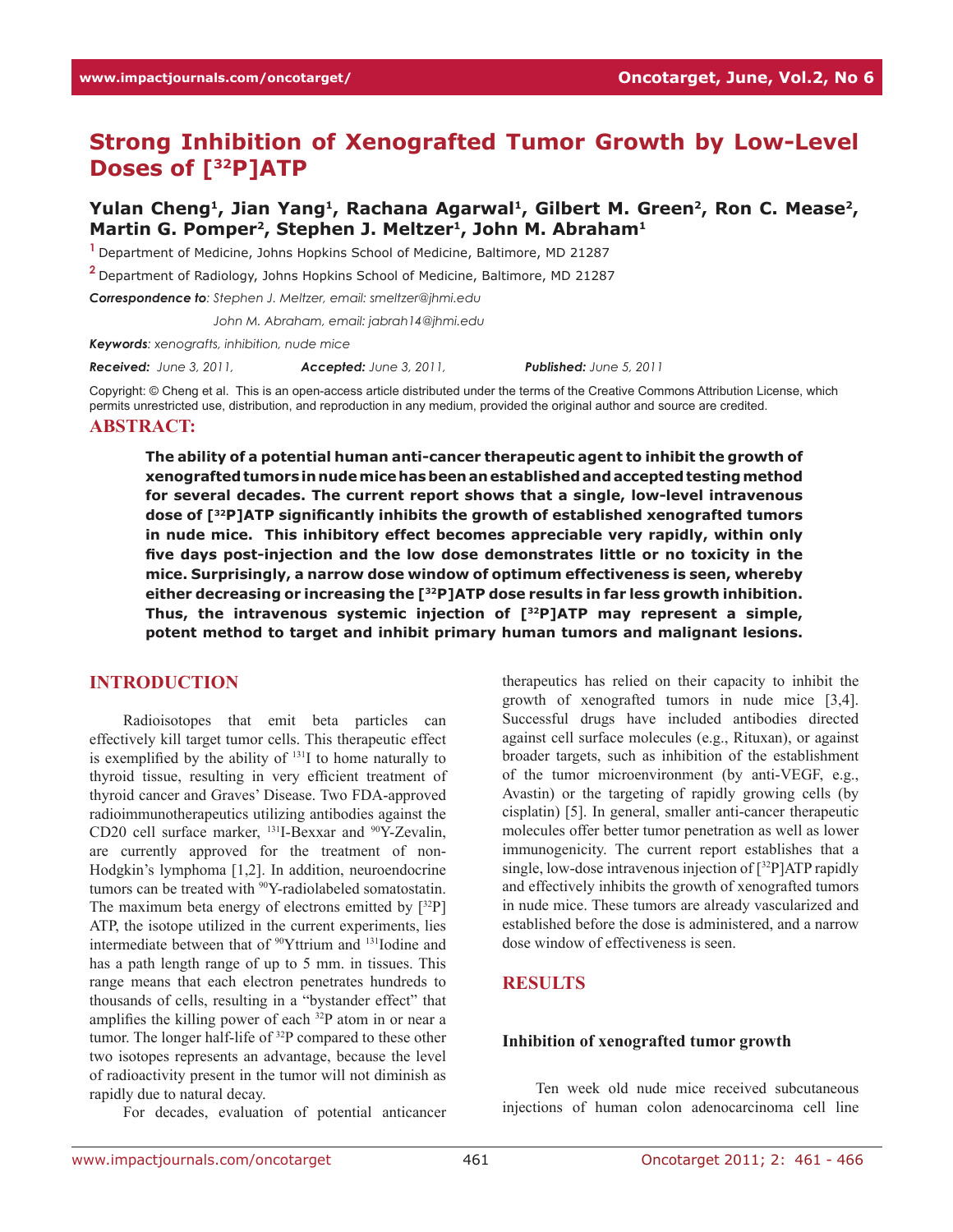# Strong Inhibition of Xenografted Tumor Growth by Low-Level Doses of [$^{32}$P]ATP

**Yulan Cheng[1], Jian Yang[1], Rachana Agarwal[1], Gilbert M. Green[2], Ron C. Mease[2], Martin G. Pomper[2], Stephen J. Meltzer[1], John M. Abraham[1]**

[1] Department of Medicine, Johns Hopkins School of Medicine, Baltimore, MD 21287

[2] Department of Radiology, Johns Hopkins School of Medicine, Baltimore, MD 21287

***Correspondence to**: Stephen J. Meltzer, email: smeltzer@jhmi.edu*

*John M. Abraham, email: jabrah14@jhmi.edu*

***Keywords**: xenografts, inhibition, nude mice*

***Received:** June 3, 2011,* ***Accepted:** June 3, 2011,* ***Published:** June 5, 2011*

Copyright: © Cheng et al. This is an open-access article distributed under the terms of the Creative Commons Attribution License, which permits unrestricted use, distribution, and reproduction in any medium, provided the original author and source are credited.

## ABSTRACT:

**The ability of a potential human anti-cancer therapeutic agent to inhibit the growth of xenografted tumors in nude mice has been an established and accepted testing method for several decades. The current report shows that a single, low-level intravenous dose of [$^{32}$P]ATP significantly inhibits the growth of established xenografted tumors in nude mice. This inhibitory effect becomes appreciable very rapidly, within only five days post-injection and the low dose demonstrates little or no toxicity in the mice. Surprisingly, a narrow dose window of optimum effectiveness is seen, whereby either decreasing or increasing the [$^{32}$P]ATP dose results in far less growth inhibition. Thus, the intravenous systemic injection of [$^{32}$P]ATP may represent a simple, potent method to target and inhibit primary human tumors and malignant lesions.**

## INTRODUCTION

Radioisotopes that emit beta particles can effectively kill target tumor cells. This therapeutic effect is exemplified by the ability of $^{131}$I to home naturally to thyroid tissue, resulting in very efficient treatment of thyroid cancer and Graves' Disease. Two FDA-approved radioimmunotherapeutics utilizing antibodies against the CD20 cell surface marker, $^{131}$I-Bexxar and $^{90}$Y-Zevalin, are currently approved for the treatment of non-Hodgkin's lymphoma [1,2]. In addition, neuroendocrine tumors can be treated with $^{90}$Y-radiolabeled somatostatin. The maximum beta energy of electrons emitted by [$^{32}$P]ATP, the isotope utilized in the current experiments, lies intermediate between that of $^{90}$Yttrium and $^{131}$Iodine and has a path length range of up to 5 mm. in tissues. This range means that each electron penetrates hundreds to thousands of cells, resulting in a "bystander effect" that amplifies the killing power of each $^{32}$P atom in or near a tumor. The longer half-life of $^{32}$P compared to these other two isotopes represents an advantage, because the level of radioactivity present in the tumor will not diminish as rapidly due to natural decay.

For decades, evaluation of potential anticancer therapeutics has relied on their capacity to inhibit the growth of xenografted tumors in nude mice [3,4]. Successful drugs have included antibodies directed against cell surface molecules (e.g., Rituxan), or against broader targets, such as inhibition of the establishment of the tumor microenvironment (by anti-VEGF, e.g., Avastin) or the targeting of rapidly growing cells (by cisplatin) [5]. In general, smaller anti-cancer therapeutic molecules offer better tumor penetration as well as lower immunogenicity. The current report establishes that a single, low-dose intravenous injection of [$^{32}$P]ATP rapidly and effectively inhibits the growth of xenografted tumors in nude mice. These tumors are already vascularized and established before the dose is administered, and a narrow dose window of effectiveness is seen.

## RESULTS

### Inhibition of xenografted tumor growth

Ten week old nude mice received subcutaneous injections of human colon adenocarcinoma cell line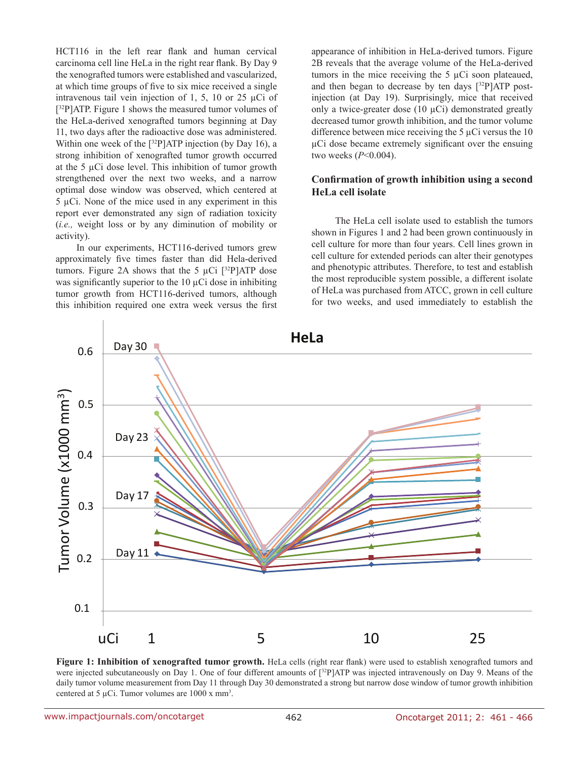HCT116 in the left rear flank and human cervical carcinoma cell line HeLa in the right rear flank. By Day 9 the xenografted tumors were established and vascularized, at which time groups of five to six mice received a single intravenous tail vein injection of 1, 5, 10 or 25 μCi of [$^{32}$P]ATP. Figure 1 shows the measured tumor volumes of the HeLa-derived xenografted tumors beginning at Day 11, two days after the radioactive dose was administered. Within one week of the [$^{32}$P]ATP injection (by Day 16), a strong inhibition of xenografted tumor growth occurred at the 5 μCi dose level. This inhibition of tumor growth strengthened over the next two weeks, and a narrow optimal dose window was observed, which centered at 5 μCi. None of the mice used in any experiment in this report ever demonstrated any sign of radiation toxicity (*i.e.,* weight loss or by any diminution of mobility or activity).

In our experiments, HCT116-derived tumors grew approximately five times faster than did Hela-derived tumors. Figure 2A shows that the 5 μCi [$^{32}$P]ATP dose was significantly superior to the 10 μCi dose in inhibiting tumor growth from HCT116-derived tumors, although this inhibition required one extra week versus the first appearance of inhibition in HeLa-derived tumors. Figure 2B reveals that the average volume of the HeLa-derived tumors in the mice receiving the 5 μCi soon plateaued, and then began to decrease by ten days [$^{32}$P]ATP post-injection (at Day 19). Surprisingly, mice that received only a twice-greater dose (10 μCi) demonstrated greatly decreased tumor growth inhibition, and the tumor volume difference between mice receiving the 5 μCi versus the 10 μCi dose became extremely significant over the ensuing two weeks ($P$<0.004).

**Confirmation of growth inhibition using a second HeLa cell isolate**

The HeLa cell isolate used to establish the tumors shown in Figures 1 and 2 had been grown continuously in cell culture for more than four years. Cell lines grown in cell culture for extended periods can alter their genotypes and phenotypic attributes. Therefore, to test and establish the most reproducible system possible, a different isolate of HeLa was purchased from ATCC, grown in cell culture for two weeks, and used immediately to establish the

**Figure 1: Inhibition of xenografted tumor growth.** HeLa cells (right rear flank) were used to establish xenografted tumors and were injected subcutaneously on Day 1. One of four different amounts of [$^{32}$P]ATP was injected intravenously on Day 9. Means of the daily tumor volume measurement from Day 11 through Day 30 demonstrated a strong but narrow dose window of tumor growth inhibition centered at 5 μCi. Tumor volumes are 1000 x mm$^3$.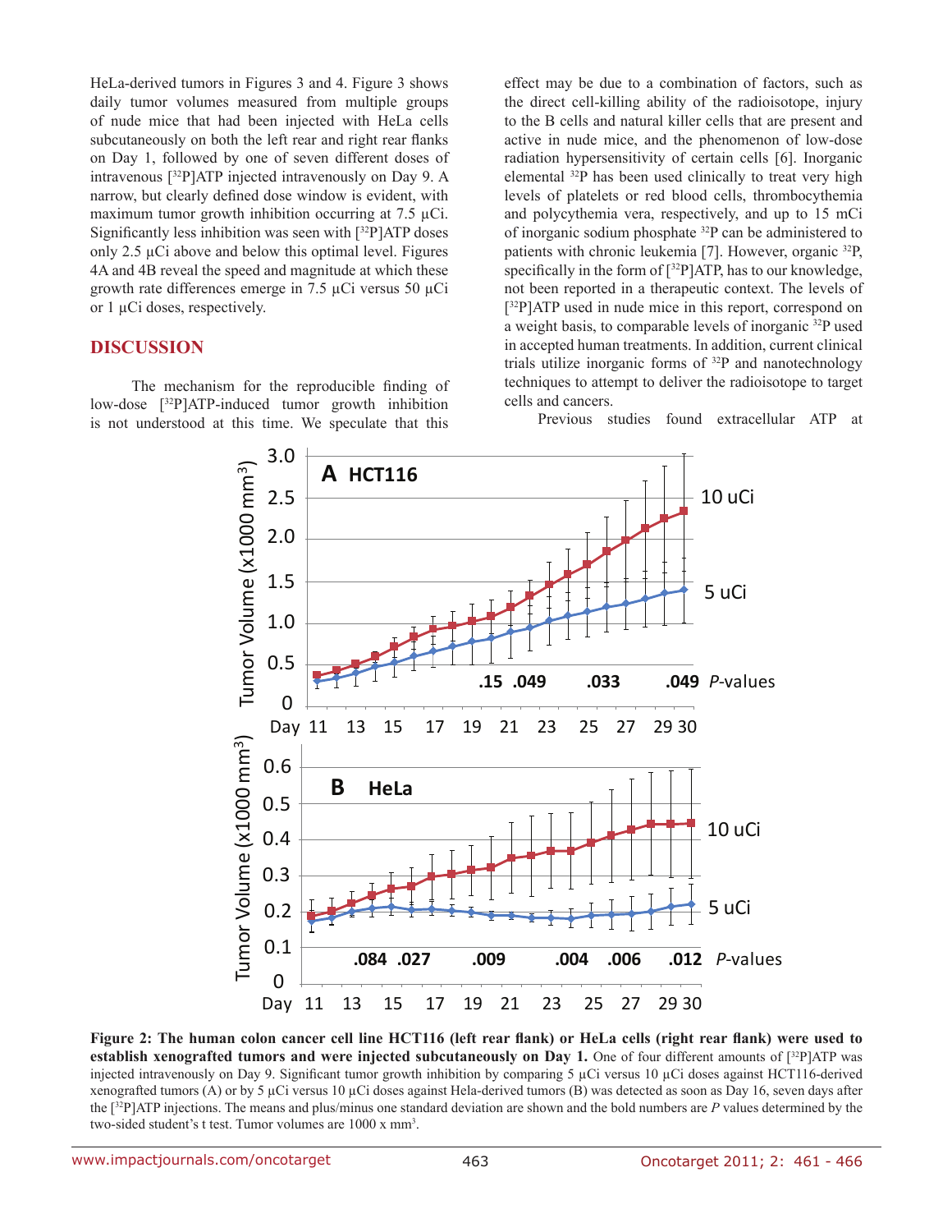HeLa-derived tumors in Figures 3 and 4. Figure 3 shows daily tumor volumes measured from multiple groups of nude mice that had been injected with HeLa cells subcutaneously on both the left rear and right rear flanks on Day 1, followed by one of seven different doses of intravenous [$^{32}$P]ATP injected intravenously on Day 9. A narrow, but clearly defined dose window is evident, with maximum tumor growth inhibition occurring at 7.5 µCi. Significantly less inhibition was seen with [$^{32}$P]ATP doses only 2.5 µCi above and below this optimal level. Figures 4A and 4B reveal the speed and magnitude at which these growth rate differences emerge in 7.5 µCi versus 50 µCi or 1 µCi doses, respectively.

## DISCUSSION

The mechanism for the reproducible finding of low-dose [$^{32}$P]ATP-induced tumor growth inhibition is not understood at this time. We speculate that this effect may be due to a combination of factors, such as the direct cell-killing ability of the radioisotope, injury to the B cells and natural killer cells that are present and active in nude mice, and the phenomenon of low-dose radiation hypersensitivity of certain cells [6]. Inorganic elemental $^{32}$P has been used clinically to treat very high levels of platelets or red blood cells, thrombocythemia and polycythemia vera, respectively, and up to 15 mCi of inorganic sodium phosphate $^{32}$P can be administered to patients with chronic leukemia [7]. However, organic $^{32}$P, specifically in the form of [$^{32}$P]ATP, has to our knowledge, not been reported in a therapeutic context. The levels of [$^{32}$P]ATP used in nude mice in this report, correspond on a weight basis, to comparable levels of inorganic $^{32}$P used in accepted human treatments. In addition, current clinical trials utilize inorganic forms of $^{32}$P and nanotechnology techniques to attempt to deliver the radioisotope to target cells and cancers.

Previous studies found extracellular ATP at

**Figure 2: The human colon cancer cell line HCT116 (left rear flank) or HeLa cells (right rear flank) were used to establish xenografted tumors and were injected subcutaneously on Day 1.** One of four different amounts of [$^{32}$P]ATP was injected intravenously on Day 9. Significant tumor growth inhibition by comparing 5 µCi versus 10 µCi doses against HCT116-derived xenografted tumors (A) or by 5 µCi versus 10 µCi doses against Hela-derived tumors (B) was detected as soon as Day 16, seven days after the [$^{32}$P]ATP injections. The means and plus/minus one standard deviation are shown and the bold numbers are *P* values determined by the two-sided student's t test. Tumor volumes are 1000 x mm$^3$.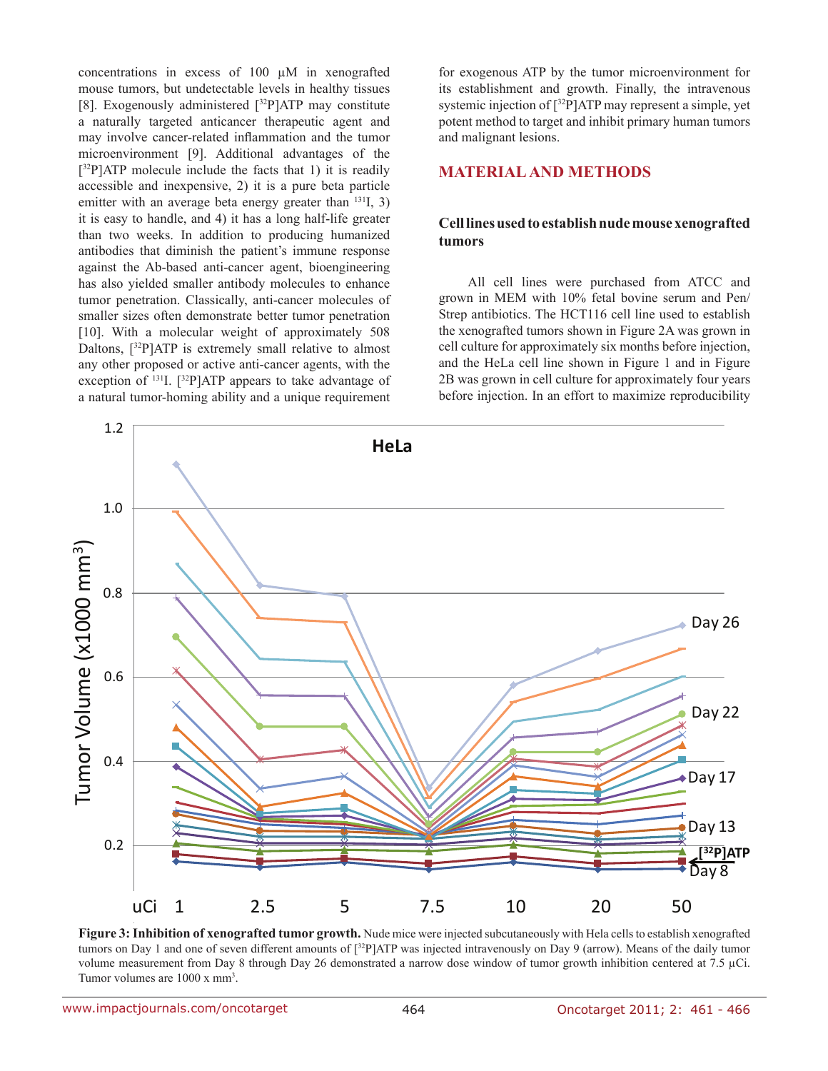concentrations in excess of 100 µM in xenografted mouse tumors, but undetectable levels in healthy tissues [8]. Exogenously administered [$^{32}$P]ATP may constitute a naturally targeted anticancer therapeutic agent and may involve cancer-related inflammation and the tumor microenvironment [9]. Additional advantages of the [$^{32}$P]ATP molecule include the facts that 1) it is readily accessible and inexpensive, 2) it is a pure beta particle emitter with an average beta energy greater than $^{131}$I, 3) it is easy to handle, and 4) it has a long half-life greater than two weeks. In addition to producing humanized antibodies that diminish the patient's immune response against the Ab-based anti-cancer agent, bioengineering has also yielded smaller antibody molecules to enhance tumor penetration. Classically, anti-cancer molecules of smaller sizes often demonstrate better tumor penetration [10]. With a molecular weight of approximately 508 Daltons, [$^{32}$P]ATP is extremely small relative to almost any other proposed or active anti-cancer agents, with the exception of $^{131}$I. [$^{32}$P]ATP appears to take advantage of a natural tumor-homing ability and a unique requirement for exogenous ATP by the tumor microenvironment for its establishment and growth. Finally, the intravenous systemic injection of [$^{32}$P]ATP may represent a simple, yet potent method to target and inhibit primary human tumors and malignant lesions.

## MATERIAL AND METHODS

### Cell lines used to establish nude mouse xenografted tumors

All cell lines were purchased from ATCC and grown in MEM with 10% fetal bovine serum and Pen/Strep antibiotics. The HCT116 cell line used to establish the xenografted tumors shown in Figure 2A was grown in cell culture for approximately six months before injection, and the HeLa cell line shown in Figure 1 and in Figure 2B was grown in cell culture for approximately four years before injection. In an effort to maximize reproducibility

**Figure 3: Inhibition of xenografted tumor growth.** Nude mice were injected subcutaneously with Hela cells to establish xenografted tumors on Day 1 and one of seven different amounts of [$^{32}$P]ATP was injected intravenously on Day 9 (arrow). Means of the daily tumor volume measurement from Day 8 through Day 26 demonstrated a narrow dose window of tumor growth inhibition centered at 7.5 µCi. Tumor volumes are 1000 x mm$^3$.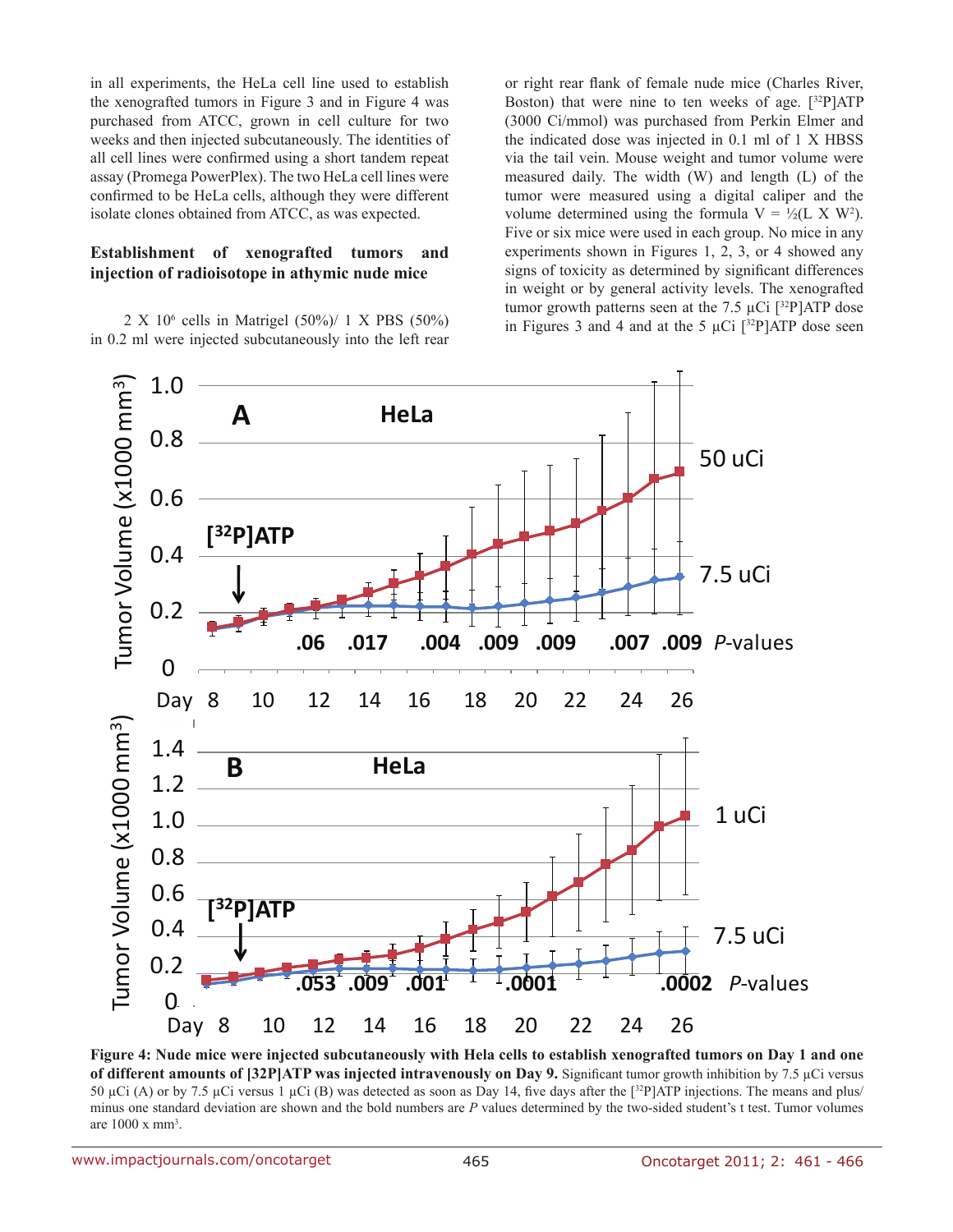in all experiments, the HeLa cell line used to establish the xenografted tumors in Figure 3 and in Figure 4 was purchased from ATCC, grown in cell culture for two weeks and then injected subcutaneously. The identities of all cell lines were confirmed using a short tandem repeat assay (Promega PowerPlex). The two HeLa cell lines were confirmed to be HeLa cells, although they were different isolate clones obtained from ATCC, as was expected.

### Establishment of xenografted tumors and injection of radioisotope in athymic nude mice

2 X $10^6$ cells in Matrigel (50%)/ 1 X PBS (50%) in 0.2 ml were injected subcutaneously into the left rear or right rear flank of female nude mice (Charles River, Boston) that were nine to ten weeks of age. [$^{32}$P]ATP (3000 Ci/mmol) was purchased from Perkin Elmer and the indicated dose was injected in 0.1 ml of 1 X HBSS via the tail vein. Mouse weight and tumor volume were measured daily. The width (W) and length (L) of the tumor were measured using a digital caliper and the volume determined using the formula $V = ½(L \times W^2)$. Five or six mice were used in each group. No mice in any experiments shown in Figures 1, 2, 3, or 4 showed any signs of toxicity as determined by significant differences in weight or by general activity levels. The xenografted tumor growth patterns seen at the 7.5 µCi [$^{32}$P]ATP dose in Figures 3 and 4 and at the 5 µCi [$^{32}$P]ATP dose seen

**Figure 4: Nude mice were injected subcutaneously with Hela cells to establish xenografted tumors on Day 1 and one of different amounts of [32P]ATP was injected intravenously on Day 9.** Significant tumor growth inhibition by 7.5 µCi versus 50 µCi (A) or by 7.5 µCi versus 1 µCi (B) was detected as soon as Day 14, five days after the [$^{32}$P]ATP injections. The means and plus/minus one standard deviation are shown and the bold numbers are *P* values determined by the two-sided student's t test. Tumor volumes are 1000 x mm$^3$.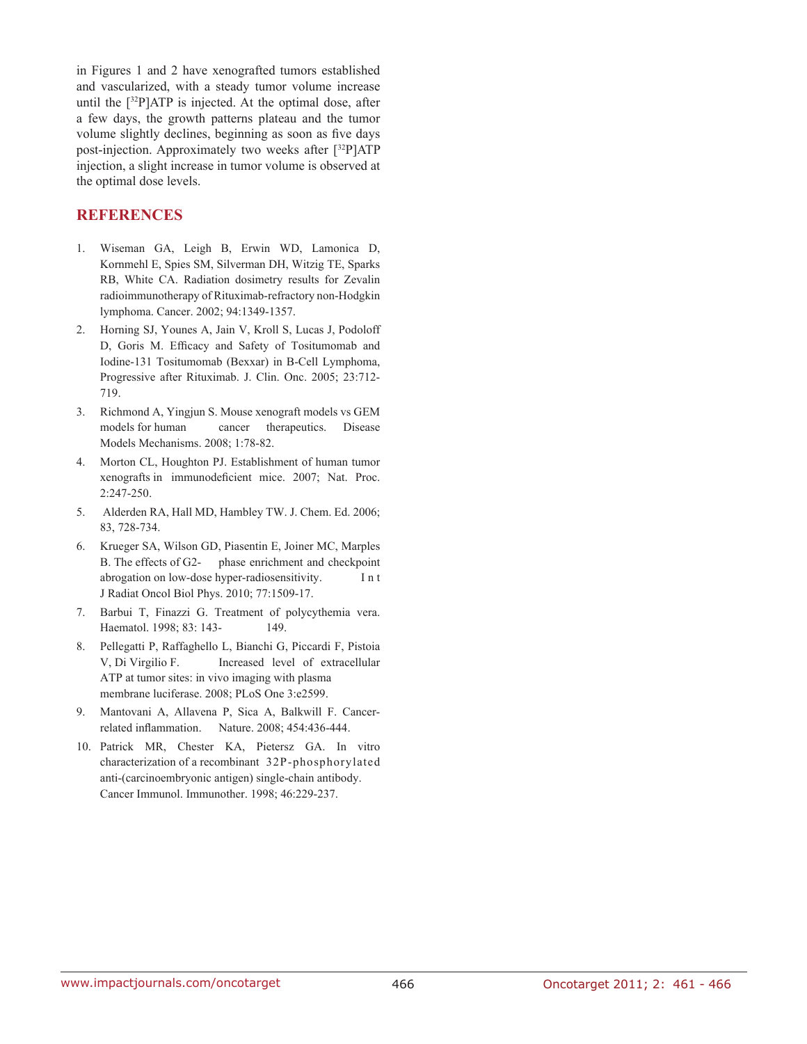in Figures 1 and 2 have xenografted tumors established and vascularized, with a steady tumor volume increase until the [$^{32}$P]ATP is injected. At the optimal dose, after a few days, the growth patterns plateau and the tumor volume slightly declines, beginning as soon as five days post-injection. Approximately two weeks after [$^{32}$P]ATP injection, a slight increase in tumor volume is observed at the optimal dose levels.

## REFERENCES

1. Wiseman GA, Leigh B, Erwin WD, Lamonica D, Kornmehl E, Spies SM, Silverman DH, Witzig TE, Sparks RB, White CA. Radiation dosimetry results for Zevalin radioimmunotherapy of Rituximab-refractory non-Hodgkin lymphoma. Cancer. 2002; 94:1349-1357.
2. Horning SJ, Younes A, Jain V, Kroll S, Lucas J, Podoloff D, Goris M. Efficacy and Safety of Tositumomab and Iodine-131 Tositumomab (Bexxar) in B-Cell Lymphoma, Progressive after Rituximab. J. Clin. Onc. 2005; 23:712-719.
3. Richmond A, Yingjun S. Mouse xenograft models vs GEM models for human cancer therapeutics. Disease Models Mechanisms. 2008; 1:78-82.
4. Morton CL, Houghton PJ. Establishment of human tumor xenografts in immunodeficient mice. 2007; Nat. Proc. 2:247-250.
5. Alderden RA, Hall MD, Hambley TW. J. Chem. Ed. 2006; 83, 728-734.
6. Krueger SA, Wilson GD, Piasentin E, Joiner MC, Marples B. The effects of G2- phase enrichment and checkpoint abrogation on low-dose hyper-radiosensitivity. Int J Radiat Oncol Biol Phys. 2010; 77:1509-17.
7. Barbui T, Finazzi G. Treatment of polycythemia vera. Haematol. 1998; 83: 143- 149.
8. Pellegatti P, Raffaghello L, Bianchi G, Piccardi F, Pistoia V, Di Virgilio F. Increased level of extracellular ATP at tumor sites: in vivo imaging with plasma membrane luciferase. 2008; PLoS One 3:e2599.
9. Mantovani A, Allavena P, Sica A, Balkwill F. Cancer-related inflammation. Nature. 2008; 454:436-444.
10. Patrick MR, Chester KA, Pietersz GA. In vitro characterization of a recombinant 32P-phosphorylated anti-(carcinoembryonic antigen) single-chain antibody. Cancer Immunol. Immunother. 1998; 46:229-237.